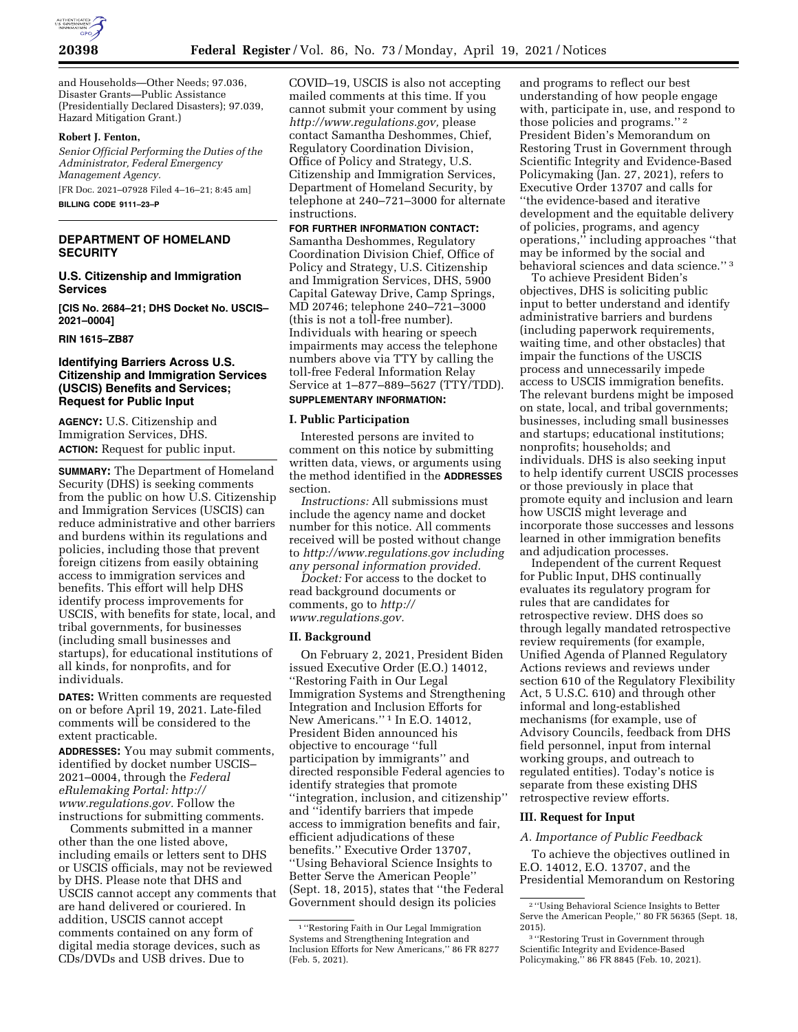and Households—Other Needs; 97.036, Disaster Grants—Public Assistance (Presidentially Declared Disasters); 97.039, Hazard Mitigation Grant.)

**Robert J. Fenton,**

*Senior Official Performing the Duties of the Administrator, Federal Emergency Management Agency.*

[FR Doc. 2021–07928 Filed 4–16–21; 8:45 am]

**BILLING CODE 9111–23–P**

## DEPARTMENT OF HOMELAND SECURITY

### U.S. Citizenship and Immigration Services

**[CIS No. 2684–21; DHS Docket No. USCIS–2021–0004]**

**RIN 1615–ZB87**

### Identifying Barriers Across U.S. Citizenship and Immigration Services (USCIS) Benefits and Services; Request for Public Input

**AGENCY:** U.S. Citizenship and Immigration Services, DHS.

**ACTION:** Request for public input.

**SUMMARY:** The Department of Homeland Security (DHS) is seeking comments from the public on how U.S. Citizenship and Immigration Services (USCIS) can reduce administrative and other barriers and burdens within its regulations and policies, including those that prevent foreign citizens from easily obtaining access to immigration services and benefits. This effort will help DHS identify process improvements for USCIS, with benefits for state, local, and tribal governments, for businesses (including small businesses and startups), for educational institutions of all kinds, for nonprofits, and for individuals.

**DATES:** Written comments are requested on or before April 19, 2021. Late-filed comments will be considered to the extent practicable.

**ADDRESSES:** You may submit comments, identified by docket number USCIS–2021–0004, through the *Federal eRulemaking Portal: http://www.regulations.gov.* Follow the instructions for submitting comments.

Comments submitted in a manner other than the one listed above, including emails or letters sent to DHS or USCIS officials, may not be reviewed by DHS. Please note that DHS and USCIS cannot accept any comments that are hand delivered or couriered. In addition, USCIS cannot accept comments contained on any form of digital media storage devices, such as CDs/DVDs and USB drives. Due to COVID–19, USCIS is also not accepting mailed comments at this time. If you cannot submit your comment by using *http://www.regulations.gov,* please contact Samantha Deshommes, Chief, Regulatory Coordination Division, Office of Policy and Strategy, U.S. Citizenship and Immigration Services, Department of Homeland Security, by telephone at 240–721–3000 for alternate instructions.

**FOR FURTHER INFORMATION CONTACT:** Samantha Deshommes, Regulatory Coordination Division Chief, Office of Policy and Strategy, U.S. Citizenship and Immigration Services, DHS, 5900 Capital Gateway Drive, Camp Springs, MD 20746; telephone 240–721–3000 (this is not a toll-free number). Individuals with hearing or speech impairments may access the telephone numbers above via TTY by calling the toll-free Federal Information Relay Service at 1–877–889–5627 (TTY/TDD).

**SUPPLEMENTARY INFORMATION:**

#### I. Public Participation

Interested persons are invited to comment on this notice by submitting written data, views, or arguments using the method identified in the **ADDRESSES** section.

*Instructions:* All submissions must include the agency name and docket number for this notice. All comments received will be posted without change to *http://www.regulations.gov including any personal information provided.*

*Docket:* For access to the docket to read background documents or comments, go to *http://www.regulations.gov.*

#### II. Background

On February 2, 2021, President Biden issued Executive Order (E.O.) 14012, ''Restoring Faith in Our Legal Immigration Systems and Strengthening Integration and Inclusion Efforts for New Americans.'' [1] In E.O. 14012, President Biden announced his objective to encourage ''full participation by immigrants'' and directed responsible Federal agencies to identify strategies that promote ''integration, inclusion, and citizenship'' and ''identify barriers that impede access to immigration benefits and fair, efficient adjudications of these benefits.'' Executive Order 13707, ''Using Behavioral Science Insights to Better Serve the American People'' (Sept. 18, 2015), states that ''the Federal Government should design its policies and programs to reflect our best understanding of how people engage with, participate in, use, and respond to those policies and programs.'' [2] President Biden's Memorandum on Restoring Trust in Government through Scientific Integrity and Evidence-Based Policymaking (Jan. 27, 2021), refers to Executive Order 13707 and calls for ''the evidence-based and iterative development and the equitable delivery of policies, programs, and agency operations,'' including approaches ''that may be informed by the social and behavioral sciences and data science.'' [3]

To achieve President Biden's objectives, DHS is soliciting public input to better understand and identify administrative barriers and burdens (including paperwork requirements, waiting time, and other obstacles) that impair the functions of the USCIS process and unnecessarily impede access to USCIS immigration benefits. The relevant burdens might be imposed on state, local, and tribal governments; businesses, including small businesses and startups; educational institutions; nonprofits; households; and individuals. DHS is also seeking input to help identify current USCIS processes or those previously in place that promote equity and inclusion and learn how USCIS might leverage and incorporate those successes and lessons learned in other immigration benefits and adjudication processes.

Independent of the current Request for Public Input, DHS continually evaluates its regulatory program for rules that are candidates for retrospective review. DHS does so through legally mandated retrospective review requirements (for example, Unified Agenda of Planned Regulatory Actions reviews and reviews under section 610 of the Regulatory Flexibility Act, 5 U.S.C. 610) and through other informal and long-established mechanisms (for example, use of Advisory Councils, feedback from DHS field personnel, input from internal working groups, and outreach to regulated entities). Today's notice is separate from these existing DHS retrospective review efforts.

#### III. Request for Input

*A. Importance of Public Feedback*

To achieve the objectives outlined in E.O. 14012, E.O. 13707, and the Presidential Memorandum on Restoring

---

[1] ''Restoring Faith in Our Legal Immigration Systems and Strengthening Integration and Inclusion Efforts for New Americans,'' 86 FR 8277 (Feb. 5, 2021).

[2] ''Using Behavioral Science Insights to Better Serve the American People,'' 80 FR 56365 (Sept. 18, 2015).

[3] ''Restoring Trust in Government through Scientific Integrity and Evidence-Based Policymaking,'' 86 FR 8845 (Feb. 10, 2021).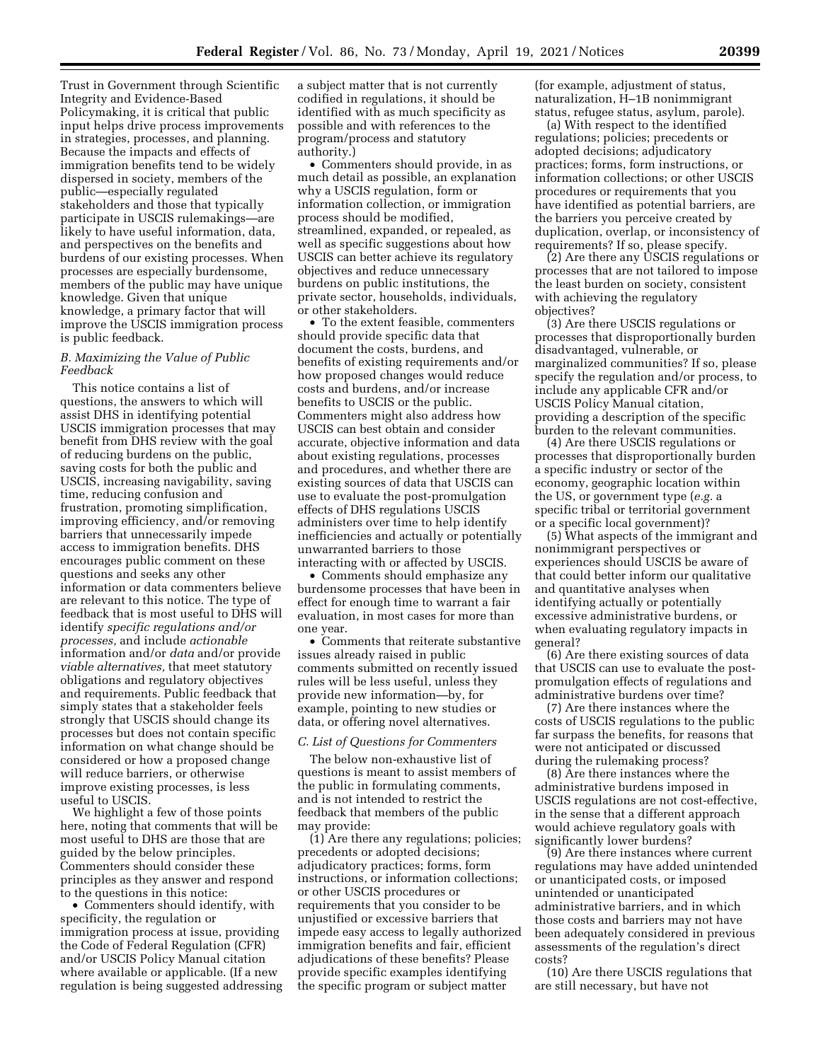Trust in Government through Scientific Integrity and Evidence-Based Policymaking, it is critical that public input helps drive process improvements in strategies, processes, and planning. Because the impacts and effects of immigration benefits tend to be widely dispersed in society, members of the public—especially regulated stakeholders and those that typically participate in USCIS rulemakings—are likely to have useful information, data, and perspectives on the benefits and burdens of our existing processes. When processes are especially burdensome, members of the public may have unique knowledge. Given that unique knowledge, a primary factor that will improve the USCIS immigration process is public feedback.

### *B. Maximizing the Value of Public Feedback*

This notice contains a list of questions, the answers to which will assist DHS in identifying potential USCIS immigration processes that may benefit from DHS review with the goal of reducing burdens on the public, saving costs for both the public and USCIS, increasing navigability, saving time, reducing confusion and frustration, promoting simplification, improving efficiency, and/or removing barriers that unnecessarily impede access to immigration benefits. DHS encourages public comment on these questions and seeks any other information or data commenters believe are relevant to this notice. The type of feedback that is most useful to DHS will identify *specific regulations and/or processes,* and include *actionable* information and/or *data* and/or provide *viable alternatives,* that meet statutory obligations and regulatory objectives and requirements. Public feedback that simply states that a stakeholder feels strongly that USCIS should change its processes but does not contain specific information on what change should be considered or how a proposed change will reduce barriers, or otherwise improve existing processes, is less useful to USCIS.

We highlight a few of those points here, noting that comments that will be most useful to DHS are those that are guided by the below principles. Commenters should consider these principles as they answer and respond to the questions in this notice:

- Commenters should identify, with specificity, the regulation or immigration process at issue, providing the Code of Federal Regulation (CFR) and/or USCIS Policy Manual citation where available or applicable. (If a new regulation is being suggested addressing a subject matter that is not currently codified in regulations, it should be identified with as much specificity as possible and with references to the program/process and statutory authority.)
- Commenters should provide, in as much detail as possible, an explanation why a USCIS regulation, form or information collection, or immigration process should be modified, streamlined, expanded, or repealed, as well as specific suggestions about how USCIS can better achieve its regulatory objectives and reduce unnecessary burdens on public institutions, the private sector, households, individuals, or other stakeholders.
- To the extent feasible, commenters should provide specific data that document the costs, burdens, and benefits of existing requirements and/or how proposed changes would reduce costs and burdens, and/or increase benefits to USCIS or the public. Commenters might also address how USCIS can best obtain and consider accurate, objective information and data about existing regulations, processes and procedures, and whether there are existing sources of data that USCIS can use to evaluate the post-promulgation effects of DHS regulations USCIS administers over time to help identify inefficiencies and actually or potentially unwarranted barriers to those interacting with or affected by USCIS.
- Comments should emphasize any burdensome processes that have been in effect for enough time to warrant a fair evaluation, in most cases for more than one year.
- Comments that reiterate substantive issues already raised in public comments submitted on recently issued rules will be less useful, unless they provide new information—by, for example, pointing to new studies or data, or offering novel alternatives.

### *C. List of Questions for Commenters*

The below non-exhaustive list of questions is meant to assist members of the public in formulating comments, and is not intended to restrict the feedback that members of the public may provide:

(1) Are there any regulations; policies; precedents or adopted decisions; adjudicatory practices; forms, form instructions, or information collections; or other USCIS procedures or requirements that you consider to be unjustified or excessive barriers that impede easy access to legally authorized immigration benefits and fair, efficient adjudications of these benefits? Please provide specific examples identifying the specific program or subject matter (for example, adjustment of status, naturalization, H–1B nonimmigrant status, refugee status, asylum, parole).

(a) With respect to the identified regulations; policies; precedents or adopted decisions; adjudicatory practices; forms, form instructions, or information collections; or other USCIS procedures or requirements that you have identified as potential barriers, are the barriers you perceive created by duplication, overlap, or inconsistency of requirements? If so, please specify.

(2) Are there any USCIS regulations or processes that are not tailored to impose the least burden on society, consistent with achieving the regulatory objectives?

(3) Are there USCIS regulations or processes that disproportionally burden disadvantaged, vulnerable, or marginalized communities? If so, please specify the regulation and/or process, to include any applicable CFR and/or USCIS Policy Manual citation, providing a description of the specific burden to the relevant communities.

(4) Are there USCIS regulations or processes that disproportionally burden a specific industry or sector of the economy, geographic location within the US, or government type (*e.g.* a specific tribal or territorial government or a specific local government)?

(5) What aspects of the immigrant and nonimmigrant perspectives or experiences should USCIS be aware of that could better inform our qualitative and quantitative analyses when identifying actually or potentially excessive administrative burdens, or when evaluating regulatory impacts in general?

(6) Are there existing sources of data that USCIS can use to evaluate the post-promulgation effects of regulations and administrative burdens over time?

(7) Are there instances where the costs of USCIS regulations to the public far surpass the benefits, for reasons that were not anticipated or discussed during the rulemaking process?

(8) Are there instances where the administrative burdens imposed in USCIS regulations are not cost-effective, in the sense that a different approach would achieve regulatory goals with significantly lower burdens?

(9) Are there instances where current regulations may have added unintended or unanticipated costs, or imposed unintended or unanticipated administrative barriers, and in which those costs and barriers may not have been adequately considered in previous assessments of the regulation's direct costs?

(10) Are there USCIS regulations that are still necessary, but have not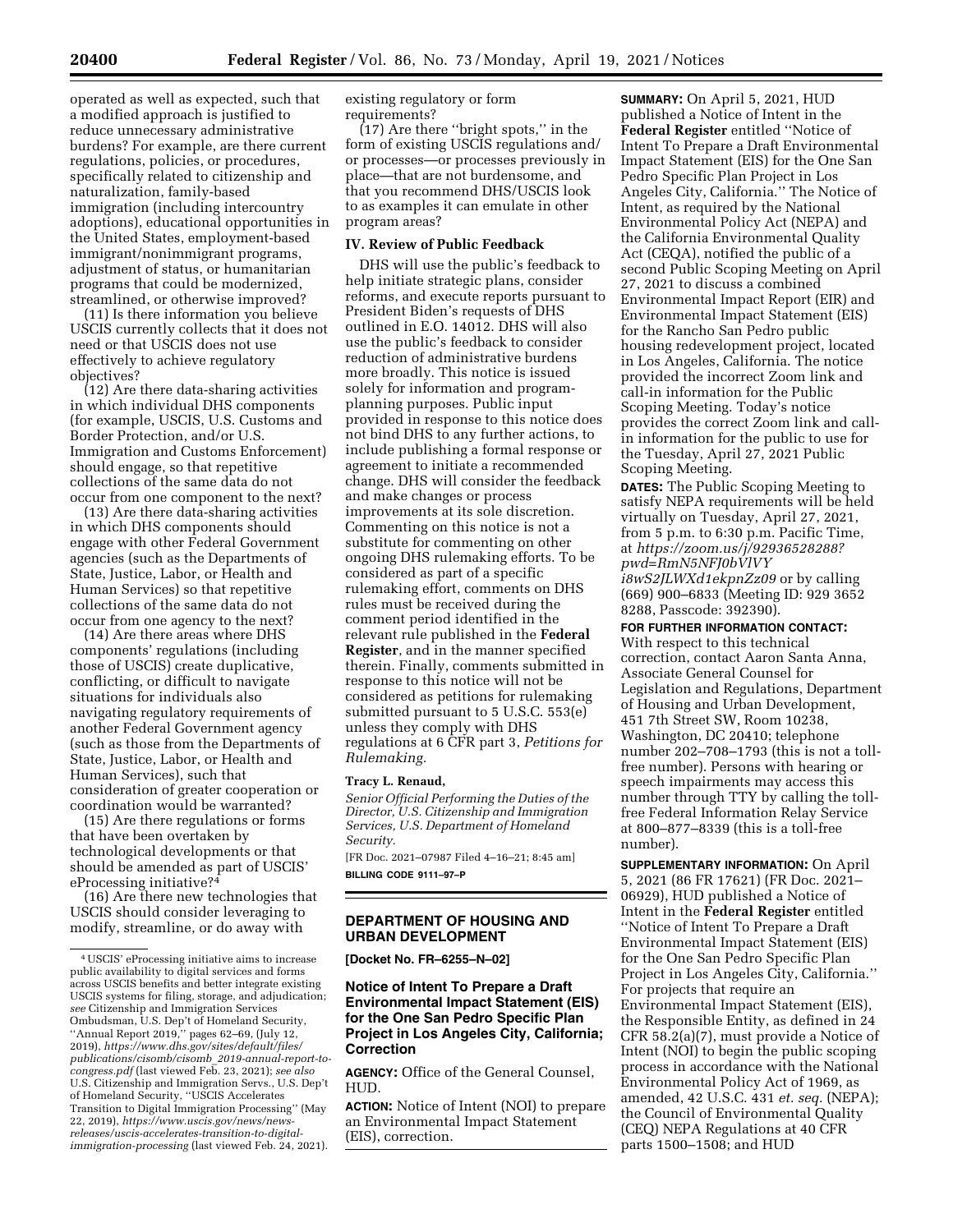operated as well as expected, such that a modified approach is justified to reduce unnecessary administrative burdens? For example, are there current regulations, policies, or procedures, specifically related to citizenship and naturalization, family-based immigration (including intercountry adoptions), educational opportunities in the United States, employment-based immigrant/nonimmigrant programs, adjustment of status, or humanitarian programs that could be modernized, streamlined, or otherwise improved?

(11) Is there information you believe USCIS currently collects that it does not need or that USCIS does not use effectively to achieve regulatory objectives?

(12) Are there data-sharing activities in which individual DHS components (for example, USCIS, U.S. Customs and Border Protection, and/or U.S. Immigration and Customs Enforcement) should engage, so that repetitive collections of the same data do not occur from one component to the next?

(13) Are there data-sharing activities in which DHS components should engage with other Federal Government agencies (such as the Departments of State, Justice, Labor, or Health and Human Services) so that repetitive collections of the same data do not occur from one agency to the next?

(14) Are there areas where DHS components' regulations (including those of USCIS) create duplicative, conflicting, or difficult to navigate situations for individuals also navigating regulatory requirements of another Federal Government agency (such as those from the Departments of State, Justice, Labor, or Health and Human Services), such that consideration of greater cooperation or coordination would be warranted?

(15) Are there regulations or forms that have been overtaken by technological developments or that should be amended as part of USCIS' eProcessing initiative?[4]

(16) Are there new technologies that USCIS should consider leveraging to modify, streamline, or do away with existing regulatory or form requirements?

(17) Are there "bright spots," in the form of existing USCIS regulations and/or processes—or processes previously in place—that are not burdensome, and that you recommend DHS/USCIS look to as examples it can emulate in other program areas?

### IV. Review of Public Feedback

DHS will use the public's feedback to help initiate strategic plans, consider reforms, and execute reports pursuant to President Biden's requests of DHS outlined in E.O. 14012. DHS will also use the public's feedback to consider reduction of administrative burdens more broadly. This notice is issued solely for information and program-planning purposes. Public input provided in response to this notice does not bind DHS to any further actions, to include publishing a formal response or agreement to initiate a recommended change. DHS will consider the feedback and make changes or process improvements at its sole discretion. Commenting on this notice is not a substitute for commenting on other ongoing DHS rulemaking efforts. To be considered as part of a specific rulemaking effort, comments on DHS rules must be received during the comment period identified in the relevant rule published in the **Federal Register**, and in the manner specified therein. Finally, comments submitted in response to this notice will not be considered as petitions for rulemaking submitted pursuant to 5 U.S.C. 553(e) unless they comply with DHS regulations at 6 CFR part 3, *Petitions for Rulemaking.*

**Tracy L. Renaud,**

*Senior Official Performing the Duties of the Director, U.S. Citizenship and Immigration Services, U.S. Department of Homeland Security.*

[FR Doc. 2021–07987 Filed 4–16–21; 8:45 am]

**BILLING CODE 9111–97–P**

[4] USCIS' eProcessing initiative aims to increase public availability to digital services and forms across USCIS benefits and better integrate existing USCIS systems for filing, storage, and adjudication; *see* Citizenship and Immigration Services Ombudsman, U.S. Dep't of Homeland Security, "Annual Report 2019," pages 62–69, (July 12, 2019), *https://www.dhs.gov/sites/default/files/publications/cisomb/cisomb_2019-annual-report-to-congress.pdf* (last viewed Feb. 23, 2021); *see also* U.S. Citizenship and Immigration Servs., U.S. Dep't of Homeland Security, "USCIS Accelerates Transition to Digital Immigration Processing" (May 22, 2019), *https://www.uscis.gov/news/news-releases/uscis-accelerates-transition-to-digital-immigration-processing* (last viewed Feb. 24, 2021).

## DEPARTMENT OF HOUSING AND URBAN DEVELOPMENT

**[Docket No. FR–6255–N–02]**

### Notice of Intent To Prepare a Draft Environmental Impact Statement (EIS) for the One San Pedro Specific Plan Project in Los Angeles City, California; Correction

**AGENCY:** Office of the General Counsel, HUD.

**ACTION:** Notice of Intent (NOI) to prepare an Environmental Impact Statement (EIS), correction.

**SUMMARY:** On April 5, 2021, HUD published a Notice of Intent in the **Federal Register** entitled "Notice of Intent To Prepare a Draft Environmental Impact Statement (EIS) for the One San Pedro Specific Plan Project in Los Angeles City, California." The Notice of Intent, as required by the National Environmental Policy Act (NEPA) and the California Environmental Quality Act (CEQA), notified the public of a second Public Scoping Meeting on April 27, 2021 to discuss a combined Environmental Impact Report (EIR) and Environmental Impact Statement (EIS) for the Rancho San Pedro public housing redevelopment project, located in Los Angeles, California. The notice provided the incorrect Zoom link and call-in information for the Public Scoping Meeting. Today's notice provides the correct Zoom link and call-in information for the public to use for the Tuesday, April 27, 2021 Public Scoping Meeting.

**DATES:** The Public Scoping Meeting to satisfy NEPA requirements will be held virtually on Tuesday, April 27, 2021, from 5 p.m. to 6:30 p.m. Pacific Time, at *https://zoom.us/j/92936528288?pwd=RmN5NFJ0bVlVYi8wS2JLWXd1ekpnZz09* or by calling (669) 900–6833 (Meeting ID: 929 3652 8288, Passcode: 392390).

**FOR FURTHER INFORMATION CONTACT:** With respect to this technical correction, contact Aaron Santa Anna, Associate General Counsel for Legislation and Regulations, Department of Housing and Urban Development, 451 7th Street SW, Room 10238, Washington, DC 20410; telephone number 202–708–1793 (this is not a toll-free number). Persons with hearing or speech impairments may access this number through TTY by calling the toll-free Federal Information Relay Service at 800–877–8339 (this is a toll-free number).

**SUPPLEMENTARY INFORMATION:** On April 5, 2021 (86 FR 17621) (FR Doc. 2021–06929), HUD published a Notice of Intent in the **Federal Register** entitled "Notice of Intent To Prepare a Draft Environmental Impact Statement (EIS) for the One San Pedro Specific Plan Project in Los Angeles City, California." For projects that require an Environmental Impact Statement (EIS), the Responsible Entity, as defined in 24 CFR 58.2(a)(7), must provide a Notice of Intent (NOI) to begin the public scoping process in accordance with the National Environmental Policy Act of 1969, as amended, 42 U.S.C. 431 *et. seq.* (NEPA); the Council of Environmental Quality (CEQ) NEPA Regulations at 40 CFR parts 1500–1508; and HUD